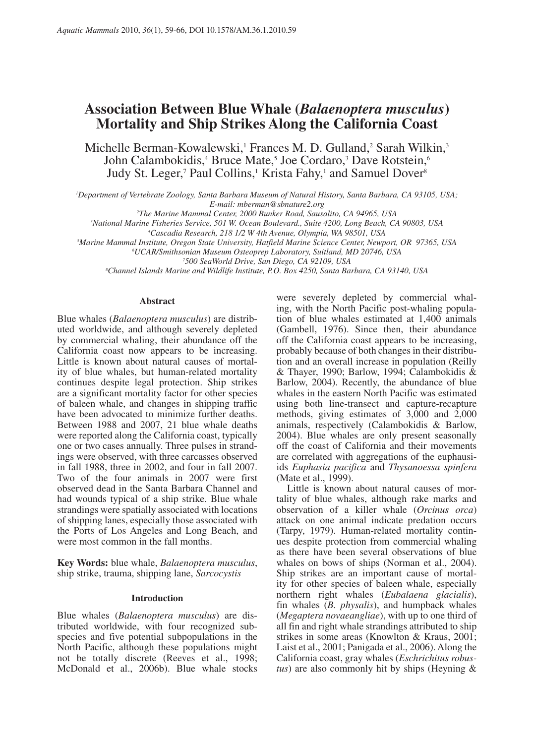# Association Between Blue Whale (*Balaenoptera musculus*) Mortality and Ship Strikes Along the California Coast

Michelle Berman-Kowalewski,[1] Frances M. D. Gulland,[2] Sarah Wilkin,[3] John Calambokidis,[4] Bruce Mate,[5] Joe Cordaro,[3] Dave Rotstein,[6] Judy St. Leger,[7] Paul Collins,[1] Krista Fahy,[1] and Samuel Dover[8]

*[1]Department of Vertebrate Zoology, Santa Barbara Museum of Natural History, Santa Barbara, CA 93105, USA; E-mail: mberman@sbnature2.org*
*[2]The Marine Mammal Center, 2000 Bunker Road, Sausalito, CA 94965, USA*
*[3]National Marine Fisheries Service, 501 W. Ocean Boulevard., Suite 4200, Long Beach, CA 90803, USA*
*[4]Cascadia Research, 218 1/2 W 4th Avenue, Olympia, WA 98501, USA*
*[5]Marine Mammal Institute, Oregon State University, Hatfield Marine Science Center, Newport, OR 97365, USA*
*[6]UCAR/Smithsonian Museum Osteoprep Laboratory, Suitland, MD 20746, USA*
*[7]500 SeaWorld Drive, San Diego, CA 92109, USA*
*[8]Channel Islands Marine and Wildlife Institute, P.O. Box 4250, Santa Barbara, CA 93140, USA*

## Abstract

Blue whales (*Balaenoptera musculus*) are distributed worldwide, and although severely depleted by commercial whaling, their abundance off the California coast now appears to be increasing. Little is known about natural causes of mortality of blue whales, but human-related mortality continues despite legal protection. Ship strikes are a significant mortality factor for other species of baleen whale, and changes in shipping traffic have been advocated to minimize further deaths. Between 1988 and 2007, 21 blue whale deaths were reported along the California coast, typically one or two cases annually. Three pulses in strandings were observed, with three carcasses observed in fall 1988, three in 2002, and four in fall 2007. Two of the four animals in 2007 were first observed dead in the Santa Barbara Channel and had wounds typical of a ship strike. Blue whale strandings were spatially associated with locations of shipping lanes, especially those associated with the Ports of Los Angeles and Long Beach, and were most common in the fall months.

**Key Words:** blue whale, *Balaenoptera musculus*, ship strike, trauma, shipping lane, *Sarcocystis*

## Introduction

Blue whales (*Balaenoptera musculus*) are distributed worldwide, with four recognized subspecies and five potential subpopulations in the North Pacific, although these populations might not be totally discrete (Reeves et al., 1998; McDonald et al., 2006b). Blue whale stocks were severely depleted by commercial whaling, with the North Pacific post-whaling population of blue whales estimated at 1,400 animals (Gambell, 1976). Since then, their abundance off the California coast appears to be increasing, probably because of both changes in their distribution and an overall increase in population (Reilly & Thayer, 1990; Barlow, 1994; Calambokidis & Barlow, 2004). Recently, the abundance of blue whales in the eastern North Pacific was estimated using both line-transect and capture-recapture methods, giving estimates of 3,000 and 2,000 animals, respectively (Calambokidis & Barlow, 2004). Blue whales are only present seasonally off the coast of California and their movements are correlated with aggregations of the euphausiids *Euphasia pacifica* and *Thysanoessa spinfera* (Mate et al., 1999).

Little is known about natural causes of mortality of blue whales, although rake marks and observation of a killer whale (*Orcinus orca*) attack on one animal indicate predation occurs (Tarpy, 1979). Human-related mortality continues despite protection from commercial whaling as there have been several observations of blue whales on bows of ships (Norman et al., 2004). Ship strikes are an important cause of mortality for other species of baleen whale, especially northern right whales (*Eubalaena glacialis*), fin whales (*B. physalis*), and humpback whales (*Megaptera novaeangliae*), with up to one third of all fin and right whale strandings attributed to ship strikes in some areas (Knowlton & Kraus, 2001; Laist et al., 2001; Panigada et al., 2006). Along the California coast, gray whales (*Eschrichitus robustus*) are also commonly hit by ships (Heyning &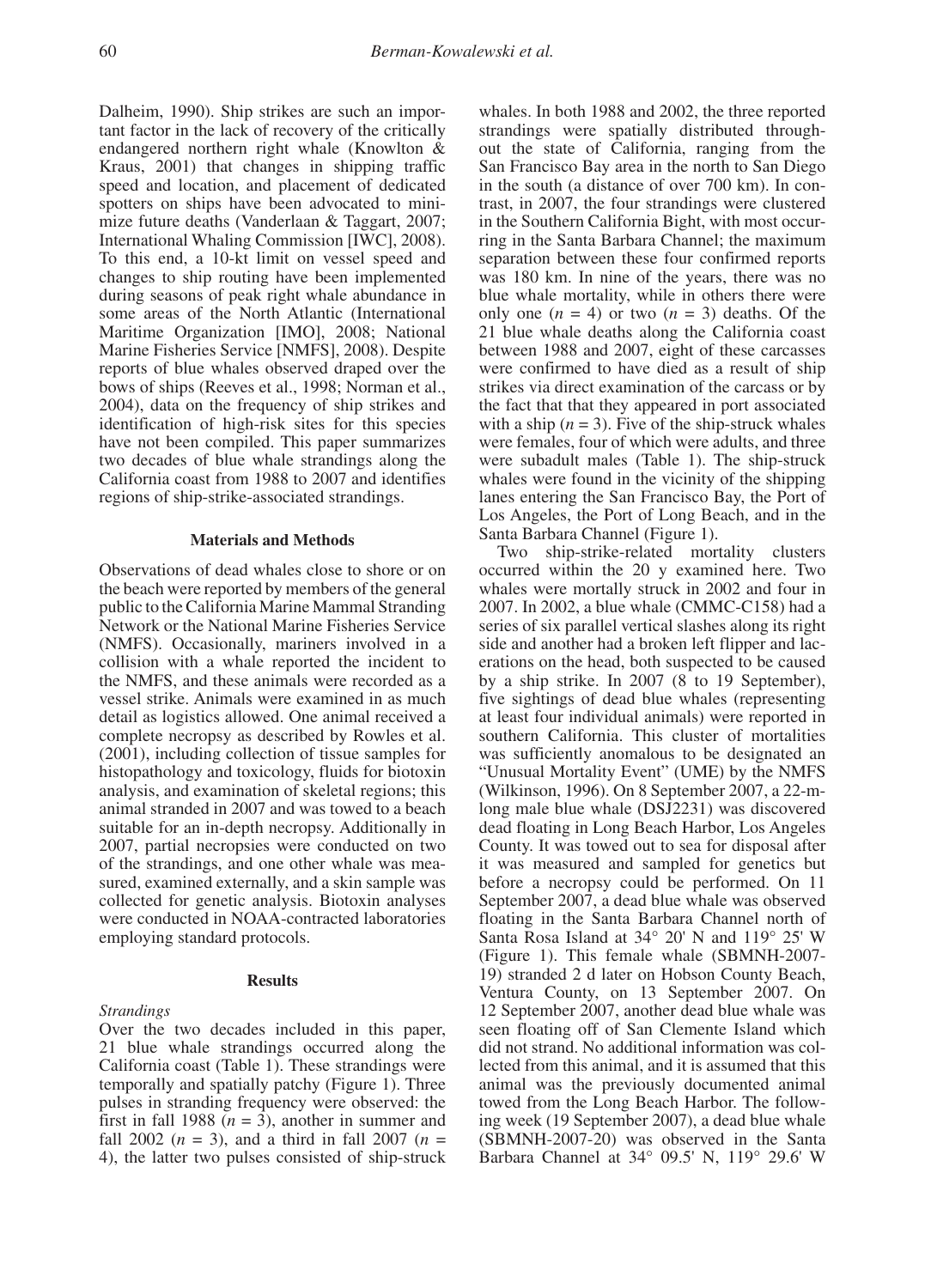Dalheim, 1990). Ship strikes are such an important factor in the lack of recovery of the critically endangered northern right whale (Knowlton & Kraus, 2001) that changes in shipping traffic speed and location, and placement of dedicated spotters on ships have been advocated to minimize future deaths (Vanderlaan & Taggart, 2007; International Whaling Commission [IWC], 2008). To this end, a 10-kt limit on vessel speed and changes to ship routing have been implemented during seasons of peak right whale abundance in some areas of the North Atlantic (International Maritime Organization [IMO], 2008; National Marine Fisheries Service [NMFS], 2008). Despite reports of blue whales observed draped over the bows of ships (Reeves et al., 1998; Norman et al., 2004), data on the frequency of ship strikes and identification of high-risk sites for this species have not been compiled. This paper summarizes two decades of blue whale strandings along the California coast from 1988 to 2007 and identifies regions of ship-strike-associated strandings.

## Materials and Methods

Observations of dead whales close to shore or on the beach were reported by members of the general public to the California Marine Mammal Stranding Network or the National Marine Fisheries Service (NMFS). Occasionally, mariners involved in a collision with a whale reported the incident to the NMFS, and these animals were recorded as a vessel strike. Animals were examined in as much detail as logistics allowed. One animal received a complete necropsy as described by Rowles et al. (2001), including collection of tissue samples for histopathology and toxicology, fluids for biotoxin analysis, and examination of skeletal regions; this animal stranded in 2007 and was towed to a beach suitable for an in-depth necropsy. Additionally in 2007, partial necropsies were conducted on two of the strandings, and one other whale was measured, examined externally, and a skin sample was collected for genetic analysis. Biotoxin analyses were conducted in NOAA-contracted laboratories employing standard protocols.

## Results

### *Strandings*

Over the two decades included in this paper, 21 blue whale strandings occurred along the California coast (Table 1). These strandings were temporally and spatially patchy (Figure 1). Three pulses in stranding frequency were observed: the first in fall 1988 ($n = 3$), another in summer and fall 2002 ($n = 3$), and a third in fall 2007 ($n = 4$), the latter two pulses consisted of ship-struck whales. In both 1988 and 2002, the three reported strandings were spatially distributed throughout the state of California, ranging from the San Francisco Bay area in the north to San Diego in the south (a distance of over 700 km). In contrast, in 2007, the four strandings were clustered in the Southern California Bight, with most occurring in the Santa Barbara Channel; the maximum separation between these four confirmed reports was 180 km. In nine of the years, there was no blue whale mortality, while in others there were only one ($n = 4$) or two ($n = 3$) deaths. Of the 21 blue whale deaths along the California coast between 1988 and 2007, eight of these carcasses were confirmed to have died as a result of ship strikes via direct examination of the carcass or by the fact that that they appeared in port associated with a ship ($n = 3$). Five of the ship-struck whales were females, four of which were adults, and three were subadult males (Table 1). The ship-struck whales were found in the vicinity of the shipping lanes entering the San Francisco Bay, the Port of Los Angeles, the Port of Long Beach, and in the Santa Barbara Channel (Figure 1).

Two ship-strike-related mortality clusters occurred within the 20 y examined here. Two whales were mortally struck in 2002 and four in 2007. In 2002, a blue whale (CMMC-C158) had a series of six parallel vertical slashes along its right side and another had a broken left flipper and lacerations on the head, both suspected to be caused by a ship strike. In 2007 (8 to 19 September), five sightings of dead blue whales (representing at least four individual animals) were reported in southern California. This cluster of mortalities was sufficiently anomalous to be designated an "Unusual Mortality Event" (UME) by the NMFS (Wilkinson, 1996). On 8 September 2007, a 22-m-long male blue whale (DSJ2231) was discovered dead floating in Long Beach Harbor, Los Angeles County. It was towed out to sea for disposal after it was measured and sampled for genetics but before a necropsy could be performed. On 11 September 2007, a dead blue whale was observed floating in the Santa Barbara Channel north of Santa Rosa Island at 34° 20' N and 119° 25' W (Figure 1). This female whale (SBMNH-2007-19) stranded 2 d later on Hobson County Beach, Ventura County, on 13 September 2007. On 12 September 2007, another dead blue whale was seen floating off of San Clemente Island which did not strand. No additional information was collected from this animal, and it is assumed that this animal was the previously documented animal towed from the Long Beach Harbor. The following week (19 September 2007), a dead blue whale (SBMNH-2007-20) was observed in the Santa Barbara Channel at 34° 09.5' N, 119° 29.6' W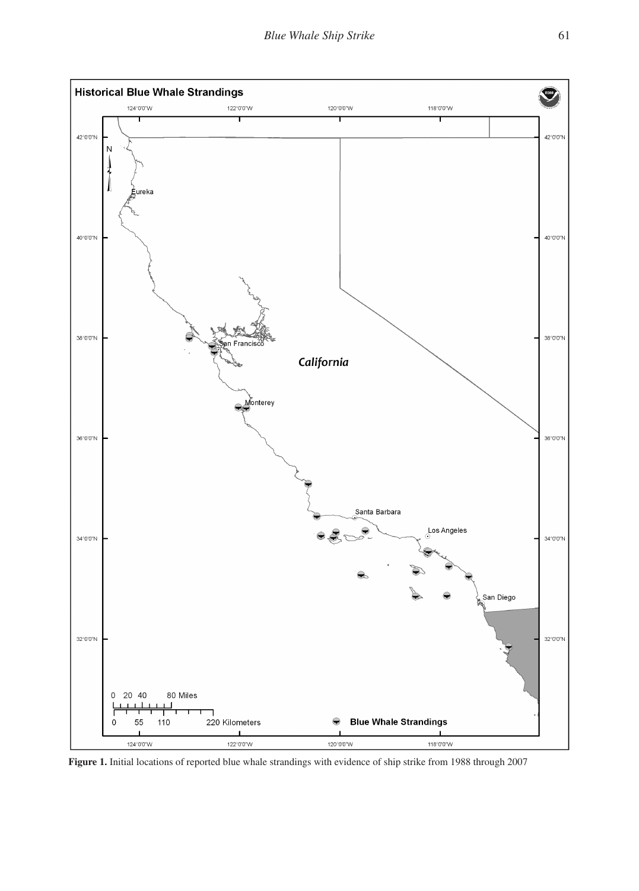**Figure 1.** Initial locations of reported blue whale strandings with evidence of ship strike from 1988 through 2007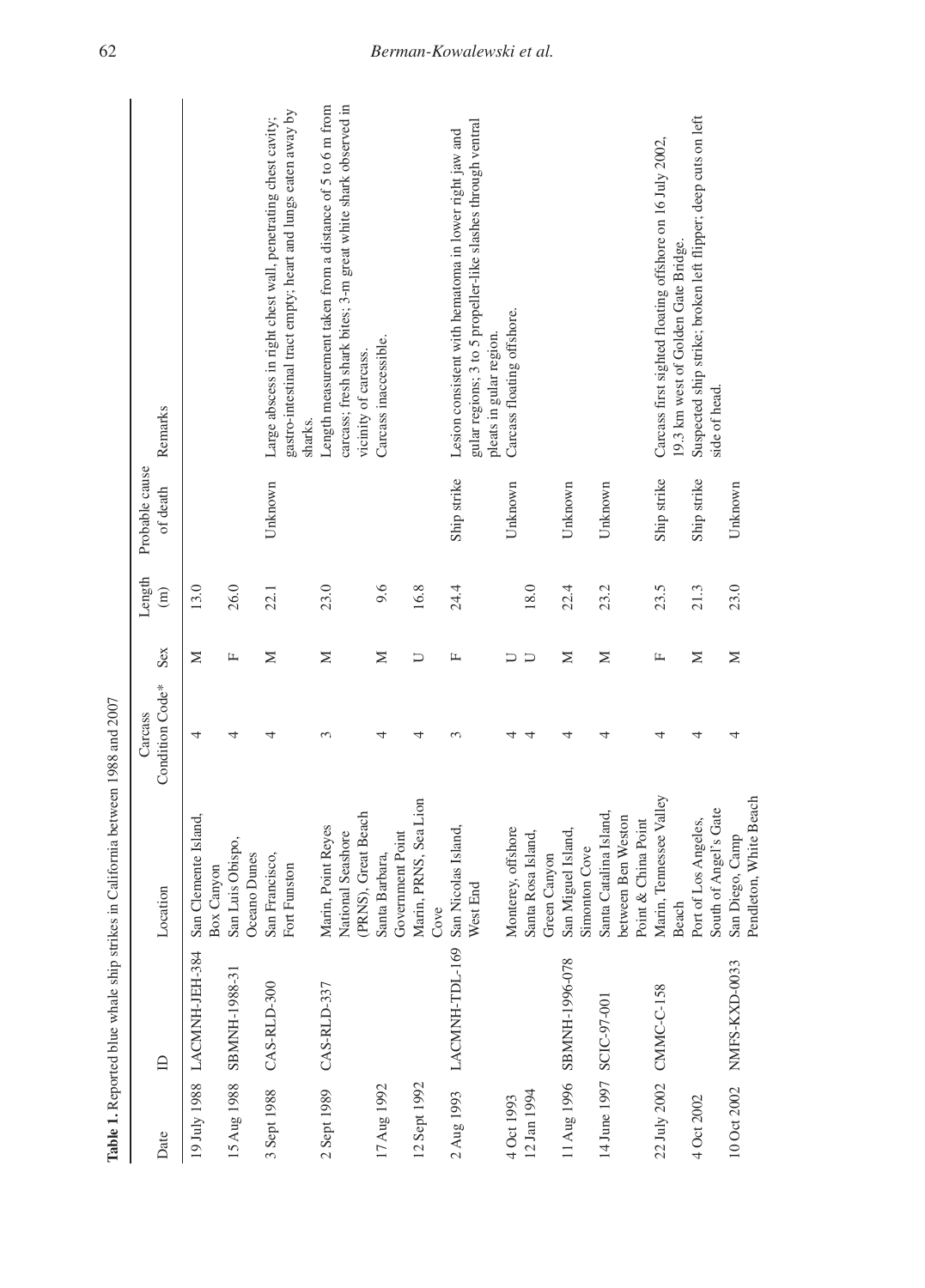**Table 1.** Reported blue whale ship strikes in California between 1988 and 2007

| Date | ID | Location | Carcass Condition Code* | Sex | Length (m) | Probable cause of death | Remarks |
|---|---|---|---|---|---|---|---|
| 19 July 1988 | LACMNH-JEH-384 | San Clemente Island, Box Canyon | 4 | M | 13.0 | | |
| 15 Aug 1988 | SBMNH-1988-31 | San Luis Obispo, Oceano Dunes | 4 | F | 26.0 | | |
| 3 Sept 1988 | CAS-RLD-300 | San Francisco, Fort Funston | 4 | M | 22.1 | Unknown | Large abscess in right chest wall, penetrating chest cavity; gastro-intestinal tract empty; heart and lungs eaten away by sharks. |
| 2 Sept 1989 | CAS-RLD-337 | Marin, Point Reyes National Seashore (PRNS), Great Beach | 3 | M | 23.0 | | Length measurement taken from a distance of 5 to 6 m from carcass; fresh shark bites; 3-m great white shark observed in vicinity of carcass. |
| 17 Aug 1992 | | Santa Barbara, Government Point | 4 | M | 9.6 | | Carcass inaccessible. |
| 12 Sept 1992 | | Marin, PRNS, Sea Lion Cove | 4 | U | 16.8 | | |
| 2 Aug 1993 | LACMNH-TDL-169 | San Nicolas Island, West End | 3 | F | 24.4 | Ship strike | Lesion consistent with hematoma in lower right jaw and gular regions; 3 to 5 propeller-like slashes through ventral pleats in gular region. |
| 4 Oct 1993 | | Monterey, offshore | 4 | U | | Unknown | Carcass floating offshore. |
| 12 Jan 1994 | | Santa Rosa Island, Green Canyon | 4 | U | 18.0 | | |
| 11 Aug 1996 | SBMNH-1996-078 | San Miguel Island, Simonton Cove | 4 | M | 22.4 | Unknown | |
| 14 June 1997 | SCIC-97-001 | Santa Catalina Island, between Ben Weston Point & China Point | 4 | M | 23.2 | Unknown | |
| 22 July 2002 | CMMC-C-158 | Marin, Tennessee Valley Beach | 4 | F | 23.5 | Ship strike | Carcass first sighted floating offshore on 16 July 2002, 19.3 km west of Golden Gate Bridge. |
| 4 Oct 2002 | | Port of Los Angeles, South of Angel's Gate | 4 | M | 21.3 | Ship strike | Suspected ship strike; broken left flipper; deep cuts on left side of head. |
| 10 Oct 2002 | NMFS-KXD-0033 | San Diego, Camp Pendleton, White Beach | 4 | M | 23.0 | Unknown | |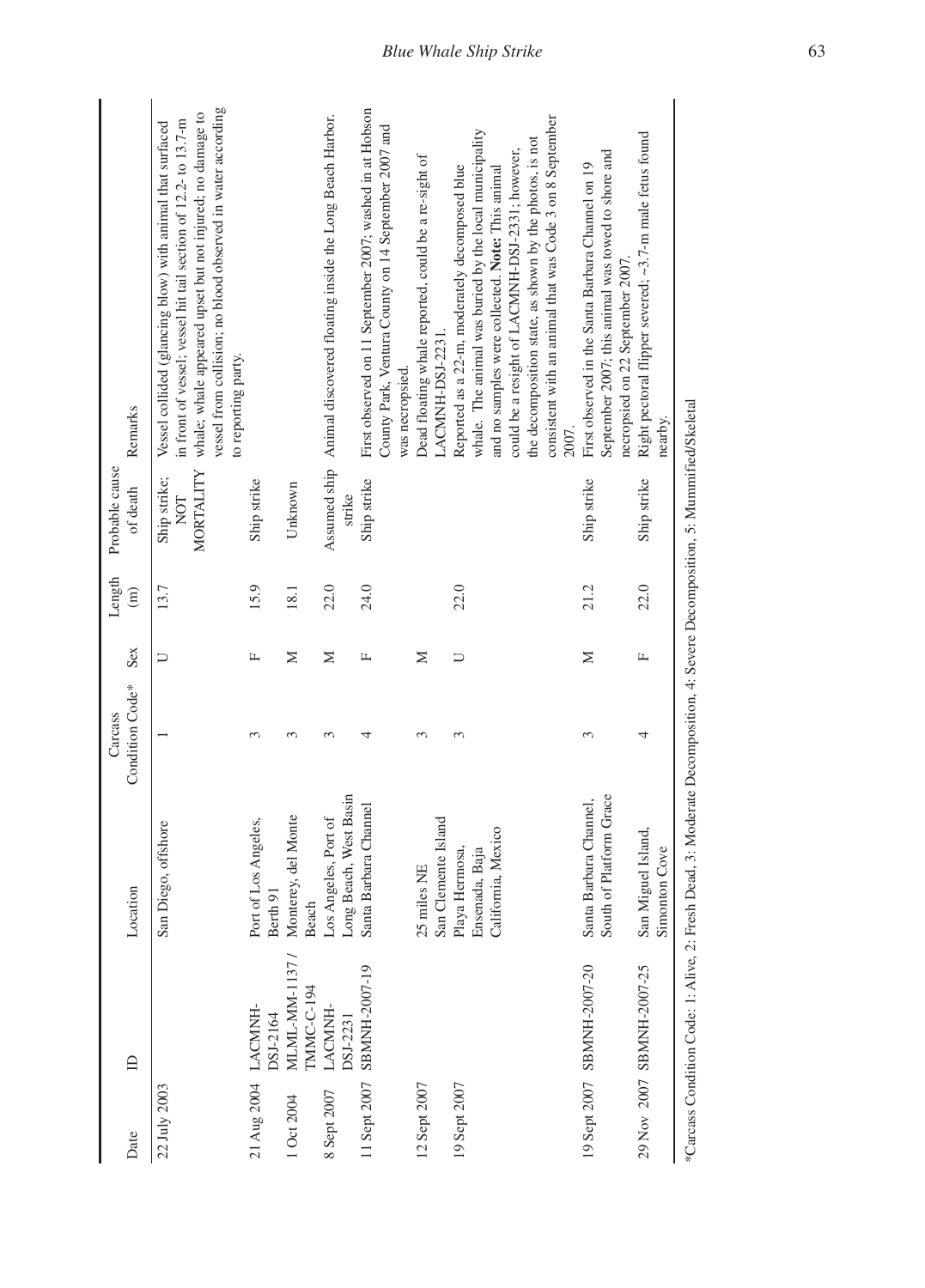| Date | ID | Location | Carcass Condition Code* | Sex | Length (m) | Probable cause of death | Remarks |
|---|---|---|---|---|---|---|---|
| 22 July 2003 | | San Diego, offshore | 1 | U | 13.7 | Ship strike; NOT MORTALITY | Vessel collided (glancing blow) with animal that surfaced in front of vessel; vessel hit tail section of 12.2- to 13.7-m whale; whale appeared upset but not injured; no damage to vessel from collision; no blood observed in water according to reporting party. |
| 21 Aug 2004 | LACMNH-DSJ-2164 | Port of Los Angeles, Berth 91 | 3 | F | 15.9 | Ship strike | |
| 1 Oct 2004 | MLML-MM-1137 / TMMC-C-194 | Monterey, del Monte Beach | 3 | M | 18.1 | Unknown | |
| 8 Sept 2007 | LACMNH-DSJ-2231 | Los Angeles, Port of Long Beach, West Basin | 3 | M | 22.0 | Assumed ship strike | Animal discovered floating inside the Long Beach Harbor. |
| 11 Sept 2007 | SBMNH-2007-19 | Santa Barbara Channel | 4 | F | 24.0 | Ship strike | First observed on 11 September 2007; washed in at Hobson County Park, Ventura County on 14 September 2007 and was necropsied. |
| 12 Sept 2007 | | 25 miles NE San Clemente Island | 3 | M | | | Dead floating whale reported, could be a re-sight of LACMNH-DSJ-2231. |
| 19 Sept 2007 | | Playa Hermosa, Ensenada, Baja California, Mexico | 3 | U | 22.0 | | Reported as a 22-m, moderately decomposed blue whale. The animal was buried by the local municipality and no samples were collected. **Note:** This animal could be a resight of LACMNH-DSJ-2331; however, the decomposition state, as shown by the photos, is not consistent with an animal that was Code 3 on 8 September 2007. |
| 19 Sept 2007 | SBMNH-2007-20 | Santa Barbara Channel, South of Platform Grace | 3 | M | 21.2 | Ship strike | First observed in the Santa Barbara Channel on 19 September 2007; this animal was towed to shore and necropsied on 22 September 2007. |
| 29 Nov 2007 | SBMNH-2007-25 | San Miguel Island, Simonton Cove | 4 | F | 22.0 | Ship strike | Right pectoral flipper severed; ~3.7-m male fetus found nearby. |

*Carcass Condition Code: 1: Alive, 2: Fresh Dead, 3: Moderate Decomposition, 4: Severe Decomposition, 5: Mummified/Skeletal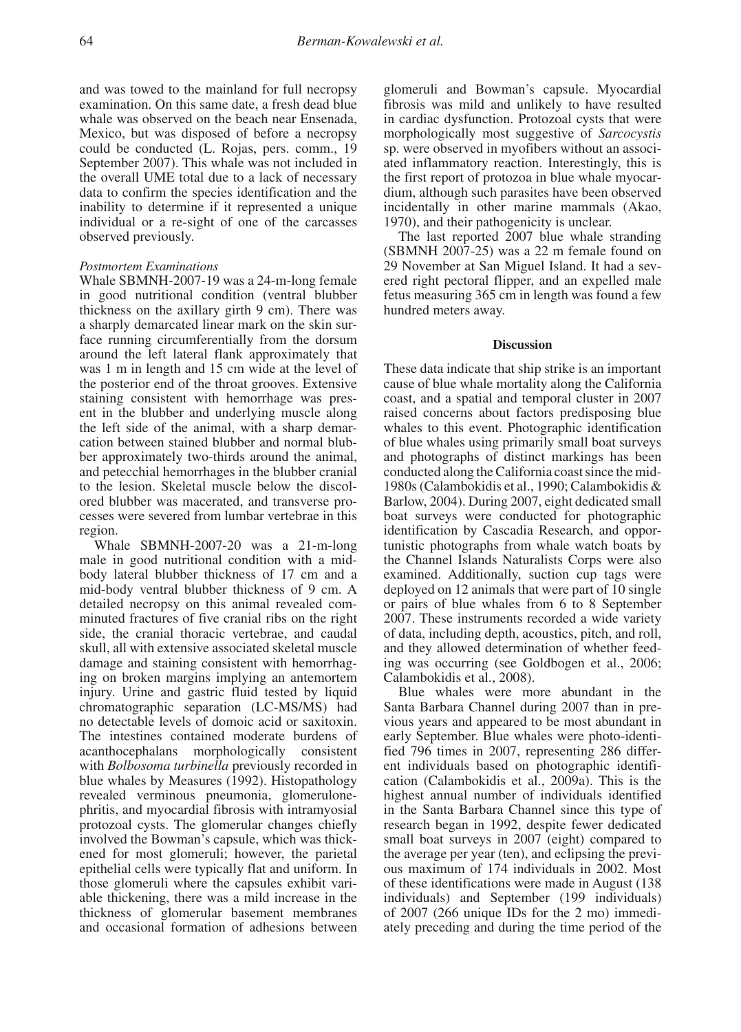and was towed to the mainland for full necropsy examination. On this same date, a fresh dead blue whale was observed on the beach near Ensenada, Mexico, but was disposed of before a necropsy could be conducted (L. Rojas, pers. comm., 19 September 2007). This whale was not included in the overall UME total due to a lack of necessary data to confirm the species identification and the inability to determine if it represented a unique individual or a re-sight of one of the carcasses observed previously.

*Postmortem Examinations*

Whale SBMNH-2007-19 was a 24-m-long female in good nutritional condition (ventral blubber thickness on the axillary girth 9 cm). There was a sharply demarcated linear mark on the skin surface running circumferentially from the dorsum around the left lateral flank approximately that was 1 m in length and 15 cm wide at the level of the posterior end of the throat grooves. Extensive staining consistent with hemorrhage was present in the blubber and underlying muscle along the left side of the animal, with a sharp demarcation between stained blubber and normal blubber approximately two-thirds around the animal, and petecchial hemorrhages in the blubber cranial to the lesion. Skeletal muscle below the discolored blubber was macerated, and transverse processes were severed from lumbar vertebrae in this region.

Whale SBMNH-2007-20 was a 21-m-long male in good nutritional condition with a mid-body lateral blubber thickness of 17 cm and a mid-body ventral blubber thickness of 9 cm. A detailed necropsy on this animal revealed comminuted fractures of five cranial ribs on the right side, the cranial thoracic vertebrae, and caudal skull, all with extensive associated skeletal muscle damage and staining consistent with hemorrhaging on broken margins implying an antemortem injury. Urine and gastric fluid tested by liquid chromatographic separation (LC-MS/MS) had no detectable levels of domoic acid or saxitoxin. The intestines contained moderate burdens of acanthocephalans morphologically consistent with *Bolbosoma turbinella* previously recorded in blue whales by Measures (1992). Histopathology revealed verminous pneumonia, glomerulonephritis, and myocardial fibrosis with intramyosial protozoal cysts. The glomerular changes chiefly involved the Bowman's capsule, which was thickened for most glomeruli; however, the parietal epithelial cells were typically flat and uniform. In those glomeruli where the capsules exhibit variable thickening, there was a mild increase in the thickness of glomerular basement membranes and occasional formation of adhesions between glomeruli and Bowman's capsule. Myocardial fibrosis was mild and unlikely to have resulted in cardiac dysfunction. Protozoal cysts that were morphologically most suggestive of *Sarcocystis* sp. were observed in myofibers without an associated inflammatory reaction. Interestingly, this is the first report of protozoa in blue whale myocardium, although such parasites have been observed incidentally in other marine mammals (Akao, 1970), and their pathogenicity is unclear.

The last reported 2007 blue whale stranding (SBMNH 2007-25) was a 22 m female found on 29 November at San Miguel Island. It had a severed right pectoral flipper, and an expelled male fetus measuring 365 cm in length was found a few hundred meters away.

## Discussion

These data indicate that ship strike is an important cause of blue whale mortality along the California coast, and a spatial and temporal cluster in 2007 raised concerns about factors predisposing blue whales to this event. Photographic identification of blue whales using primarily small boat surveys and photographs of distinct markings has been conducted along the California coast since the mid-1980s (Calambokidis et al., 1990; Calambokidis & Barlow, 2004). During 2007, eight dedicated small boat surveys were conducted for photographic identification by Cascadia Research, and opportunistic photographs from whale watch boats by the Channel Islands Naturalists Corps were also examined. Additionally, suction cup tags were deployed on 12 animals that were part of 10 single or pairs of blue whales from 6 to 8 September 2007. These instruments recorded a wide variety of data, including depth, acoustics, pitch, and roll, and they allowed determination of whether feeding was occurring (see Goldbogen et al., 2006; Calambokidis et al., 2008).

Blue whales were more abundant in the Santa Barbara Channel during 2007 than in previous years and appeared to be most abundant in early September. Blue whales were photo-identified 796 times in 2007, representing 286 different individuals based on photographic identification (Calambokidis et al., 2009a). This is the highest annual number of individuals identified in the Santa Barbara Channel since this type of research began in 1992, despite fewer dedicated small boat surveys in 2007 (eight) compared to the average per year (ten), and eclipsing the previous maximum of 174 individuals in 2002. Most of these identifications were made in August (138 individuals) and September (199 individuals) of 2007 (266 unique IDs for the 2 mo) immediately preceding and during the time period of the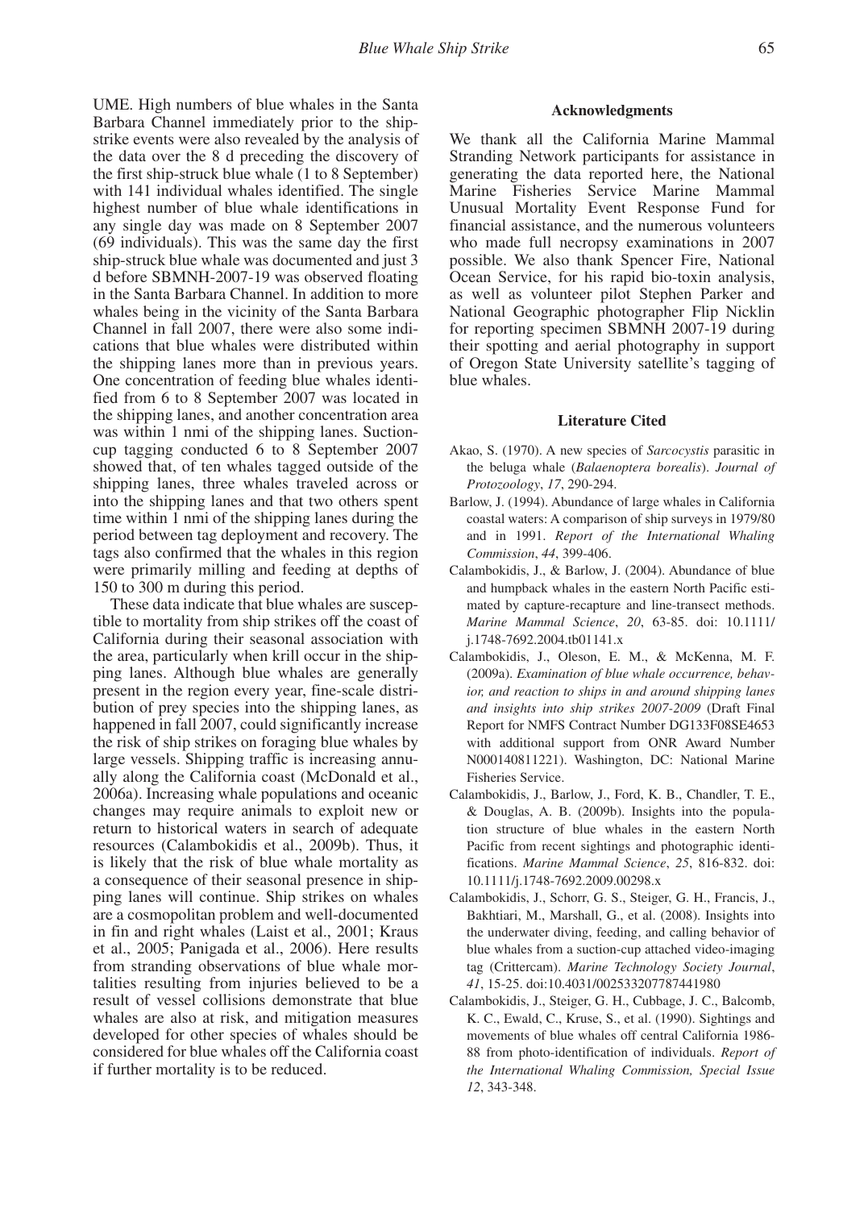UME. High numbers of blue whales in the Santa Barbara Channel immediately prior to the ship-strike events were also revealed by the analysis of the data over the 8 d preceding the discovery of the first ship-struck blue whale (1 to 8 September) with 141 individual whales identified. The single highest number of blue whale identifications in any single day was made on 8 September 2007 (69 individuals). This was the same day the first ship-struck blue whale was documented and just 3 d before SBMNH-2007-19 was observed floating in the Santa Barbara Channel. In addition to more whales being in the vicinity of the Santa Barbara Channel in fall 2007, there were also some indications that blue whales were distributed within the shipping lanes more than in previous years. One concentration of feeding blue whales identified from 6 to 8 September 2007 was located in the shipping lanes, and another concentration area was within 1 nmi of the shipping lanes. Suction-cup tagging conducted 6 to 8 September 2007 showed that, of ten whales tagged outside of the shipping lanes, three whales traveled across or into the shipping lanes and that two others spent time within 1 nmi of the shipping lanes during the period between tag deployment and recovery. The tags also confirmed that the whales in this region were primarily milling and feeding at depths of 150 to 300 m during this period.

These data indicate that blue whales are susceptible to mortality from ship strikes off the coast of California during their seasonal association with the area, particularly when krill occur in the shipping lanes. Although blue whales are generally present in the region every year, fine-scale distribution of prey species into the shipping lanes, as happened in fall 2007, could significantly increase the risk of ship strikes on foraging blue whales by large vessels. Shipping traffic is increasing annually along the California coast (McDonald et al., 2006a). Increasing whale populations and oceanic changes may require animals to exploit new or return to historical waters in search of adequate resources (Calambokidis et al., 2009b). Thus, it is likely that the risk of blue whale mortality as a consequence of their seasonal presence in shipping lanes will continue. Ship strikes on whales are a cosmopolitan problem and well-documented in fin and right whales (Laist et al., 2001; Kraus et al., 2005; Panigada et al., 2006). Here results from stranding observations of blue whale mortalities resulting from injuries believed to be a result of vessel collisions demonstrate that blue whales are also at risk, and mitigation measures developed for other species of whales should be considered for blue whales off the California coast if further mortality is to be reduced.

## Acknowledgments

We thank all the California Marine Mammal Stranding Network participants for assistance in generating the data reported here, the National Marine Fisheries Service Marine Mammal Unusual Mortality Event Response Fund for financial assistance, and the numerous volunteers who made full necropsy examinations in 2007 possible. We also thank Spencer Fire, National Ocean Service, for his rapid bio-toxin analysis, as well as volunteer pilot Stephen Parker and National Geographic photographer Flip Nicklin for reporting specimen SBMNH 2007-19 during their spotting and aerial photography in support of Oregon State University satellite's tagging of blue whales.

## Literature Cited

Akao, S. (1970). A new species of *Sarcocystis* parasitic in the beluga whale (*Balaenoptera borealis*). *Journal of Protozoology*, *17*, 290-294.

Barlow, J. (1994). Abundance of large whales in California coastal waters: A comparison of ship surveys in 1979/80 and in 1991. *Report of the International Whaling Commission*, *44*, 399-406.

Calambokidis, J., & Barlow, J. (2004). Abundance of blue and humpback whales in the eastern North Pacific estimated by capture-recapture and line-transect methods. *Marine Mammal Science*, *20*, 63-85. doi: 10.1111/j.1748-7692.2004.tb01141.x

Calambokidis, J., Oleson, E. M., & McKenna, M. F. (2009a). *Examination of blue whale occurrence, behavior, and reaction to ships in and around shipping lanes and insights into ship strikes 2007-2009* (Draft Final Report for NMFS Contract Number DG133F08SE4653 with additional support from ONR Award Number N000140811221). Washington, DC: National Marine Fisheries Service.

Calambokidis, J., Barlow, J., Ford, K. B., Chandler, T. E., & Douglas, A. B. (2009b). Insights into the population structure of blue whales in the eastern North Pacific from recent sightings and photographic identifications. *Marine Mammal Science*, *25*, 816-832. doi: 10.1111/j.1748-7692.2009.00298.x

Calambokidis, J., Schorr, G. S., Steiger, G. H., Francis, J., Bakhtiari, M., Marshall, G., et al. (2008). Insights into the underwater diving, feeding, and calling behavior of blue whales from a suction-cup attached video-imaging tag (Crittercam). *Marine Technology Society Journal*, *41*, 15-25. doi:10.4031/002533207787441980

Calambokidis, J., Steiger, G. H., Cubbage, J. C., Balcomb, K. C., Ewald, C., Kruse, S., et al. (1990). Sightings and movements of blue whales off central California 1986-88 from photo-identification of individuals. *Report of the International Whaling Commission, Special Issue 12*, 343-348.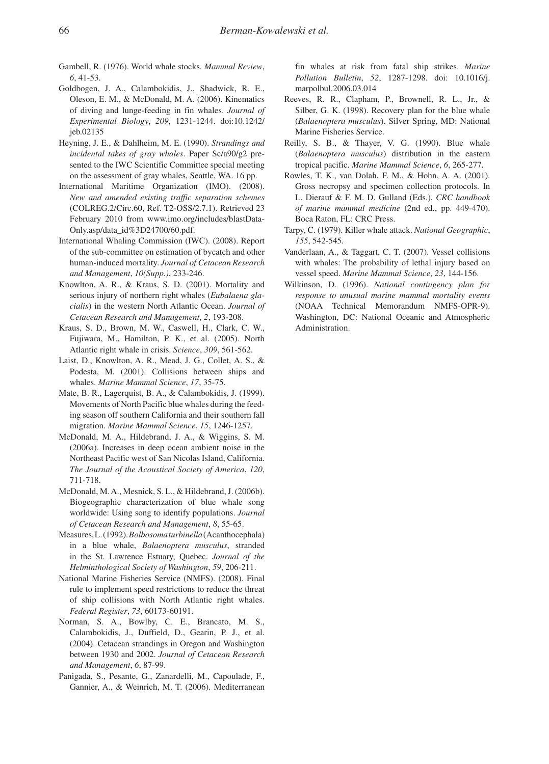Gambell, R. (1976). World whale stocks. *Mammal Review*, *6*, 41-53.

Goldbogen, J. A., Calambokidis, J., Shadwick, R. E., Oleson, E. M., & McDonald, M. A. (2006). Kinematics of diving and lunge-feeding in fin whales. *Journal of Experimental Biology*, *209*, 1231-1244. doi:10.1242/jeb.02135

Heyning, J. E., & Dahlheim, M. E. (1990). *Strandings and incidental takes of gray whales*. Paper Sc/a90/g2 presented to the IWC Scientific Committee special meeting on the assessment of gray whales, Seattle, WA. 16 pp.

International Maritime Organization (IMO). (2008). *New and amended existing traffic separation schemes* (COLREG.2/Circ.60, Ref. T2-OSS/2.7.1). Retrieved 23 February 2010 from www.imo.org/includes/blastData-Only.asp/data_id%3D24700/60.pdf.

International Whaling Commission (IWC). (2008). Report of the sub-committee on estimation of bycatch and other human-induced mortality. *Journal of Cetacean Research and Management*, *10(Supp.)*, 233-246.

Knowlton, A. R., & Kraus, S. D. (2001). Mortality and serious injury of northern right whales (*Eubalaena glacialis*) in the western North Atlantic Ocean. *Journal of Cetacean Research and Management*, *2*, 193-208.

Kraus, S. D., Brown, M. W., Caswell, H., Clark, C. W., Fujiwara, M., Hamilton, P. K., et al. (2005). North Atlantic right whale in crisis. *Science*, *309*, 561-562.

Laist, D., Knowlton, A. R., Mead, J. G., Collet, A. S., & Podesta, M. (2001). Collisions between ships and whales. *Marine Mammal Science*, *17*, 35-75.

Mate, B. R., Lagerquist, B. A., & Calambokidis, J. (1999). Movements of North Pacific blue whales during the feeding season off southern California and their southern fall migration. *Marine Mammal Science*, *15*, 1246-1257.

McDonald, M. A., Hildebrand, J. A., & Wiggins, S. M. (2006a). Increases in deep ocean ambient noise in the Northeast Pacific west of San Nicolas Island, California. *The Journal of the Acoustical Society of America*, *120*, 711-718.

McDonald, M. A., Mesnick, S. L., & Hildebrand, J. (2006b). Biogeographic characterization of blue whale song worldwide: Using song to identify populations. *Journal of Cetacean Research and Management*, *8*, 55-65.

Measures, L. (1992). *Bolbosoma turbinella* (Acanthocephala) in a blue whale, *Balaenoptera musculus*, stranded in the St. Lawrence Estuary, Quebec. *Journal of the Helminthological Society of Washington*, *59*, 206-211.

National Marine Fisheries Service (NMFS). (2008). Final rule to implement speed restrictions to reduce the threat of ship collisions with North Atlantic right whales. *Federal Register*, *73*, 60173-60191.

Norman, S. A., Bowlby, C. E., Brancato, M. S., Calambokidis, J., Duffield, D., Gearin, P. J., et al. (2004). Cetacean strandings in Oregon and Washington between 1930 and 2002. *Journal of Cetacean Research and Management*, *6*, 87-99.

Panigada, S., Pesante, G., Zanardelli, M., Capoulade, F., Gannier, A., & Weinrich, M. T. (2006). Mediterranean fin whales at risk from fatal ship strikes. *Marine Pollution Bulletin*, *52*, 1287-1298. doi: 10.1016/j.marpolbul.2006.03.014

Reeves, R. R., Clapham, P., Brownell, R. L., Jr., & Silber, G. K. (1998). Recovery plan for the blue whale (*Balaenoptera musculus*). Silver Spring, MD: National Marine Fisheries Service.

Reilly, S. B., & Thayer, V. G. (1990). Blue whale (*Balaenoptera musculus*) distribution in the eastern tropical pacific. *Marine Mammal Science*, *6*, 265-277.

Rowles, T. K., van Dolah, F. M., & Hohn, A. A. (2001). Gross necropsy and specimen collection protocols. In L. Dierauf & F. M. D. Gulland (Eds.), *CRC handbook of marine mammal medicine* (2nd ed., pp. 449-470). Boca Raton, FL: CRC Press.

Tarpy, C. (1979). Killer whale attack. *National Geographic*, *155*, 542-545.

Vanderlaan, A., & Taggart, C. T. (2007). Vessel collisions with whales: The probability of lethal injury based on vessel speed. *Marine Mammal Science*, *23*, 144-156.

Wilkinson, D. (1996). *National contingency plan for response to unusual marine mammal mortality events* (NOAA Technical Memorandum NMFS-OPR-9). Washington, DC: National Oceanic and Atmospheric Administration.